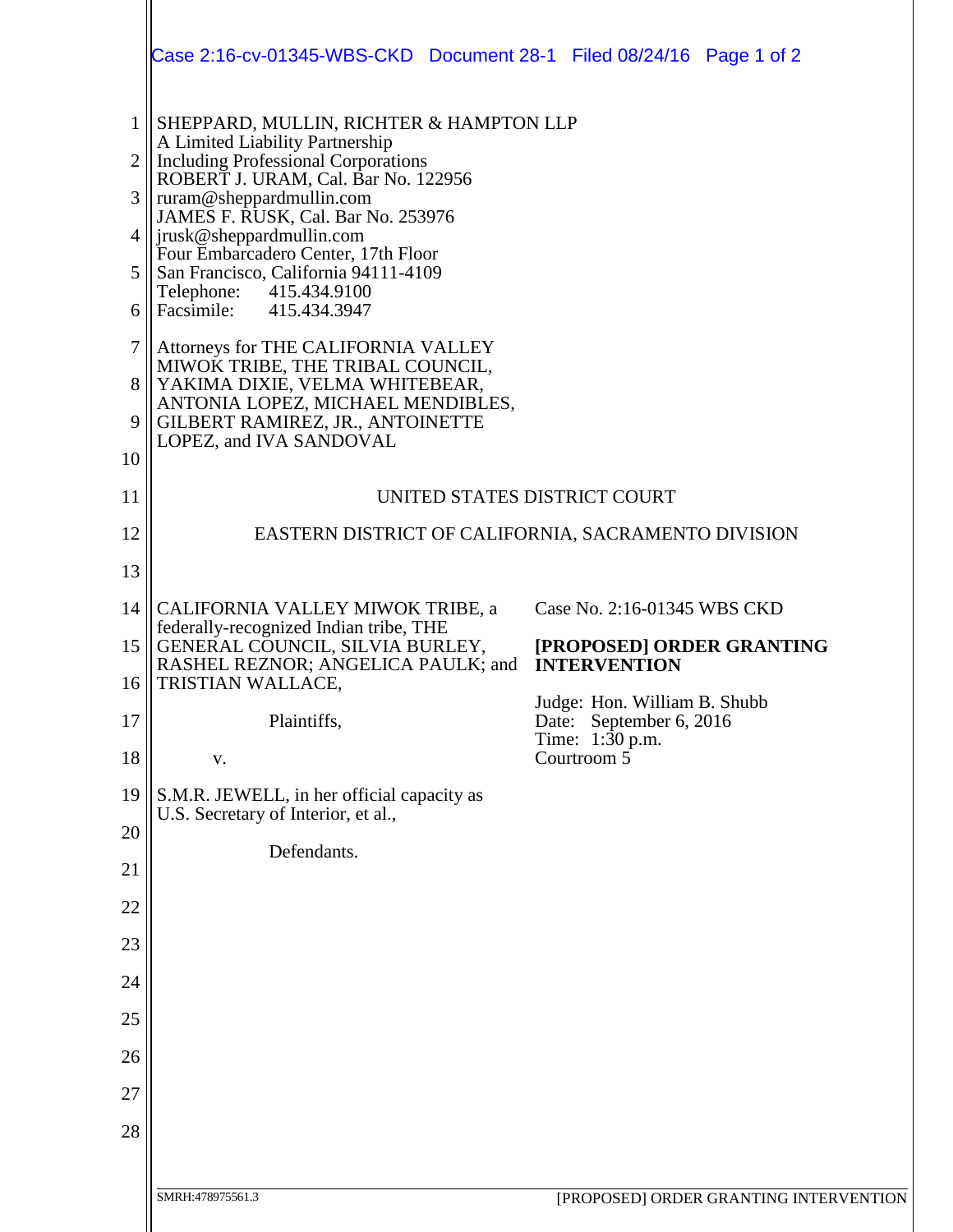SHEPPARD, MULLIN, RICHTER & HAMPTON LLP
A Limited Liability Partnership
Including Professional Corporations
ROBERT J. URAM, Cal. Bar No. 122956
ruram@sheppardmullin.com
JAMES F. RUSK, Cal. Bar No. 253976
jrusk@sheppardmullin.com
Four Embarcadero Center, 17th Floor
San Francisco, California 94111-4109
Telephone: 415.434.9100
Facsimile: 415.434.3947

Attorneys for THE CALIFORNIA VALLEY MIWOK TRIBE, THE TRIBAL COUNCIL, YAKIMA DIXIE, VELMA WHITEBEAR, ANTONIA LOPEZ, MICHAEL MENDIBLES, GILBERT RAMIREZ, JR., ANTOINETTE LOPEZ, and IVA SANDOVAL

UNITED STATES DISTRICT COURT

EASTERN DISTRICT OF CALIFORNIA, SACRAMENTO DIVISION

CALIFORNIA VALLEY MIWOK TRIBE, a federally-recognized Indian tribe, THE GENERAL COUNCIL, SILVIA BURLEY, RASHEL REZNOR; ANGELICA PAULK; and TRISTIAN WALLACE,

Plaintiffs,

v.

S.M.R. JEWELL, in her official capacity as U.S. Secretary of Interior, et al.,

Defendants.

Case No. 2:16-01345 WBS CKD

**[PROPOSED] ORDER GRANTING INTERVENTION**

Judge: Hon. William B. Shubb
Date: September 6, 2016
Time: 1:30 p.m.
Courtroom 5

SMRH:478975561.3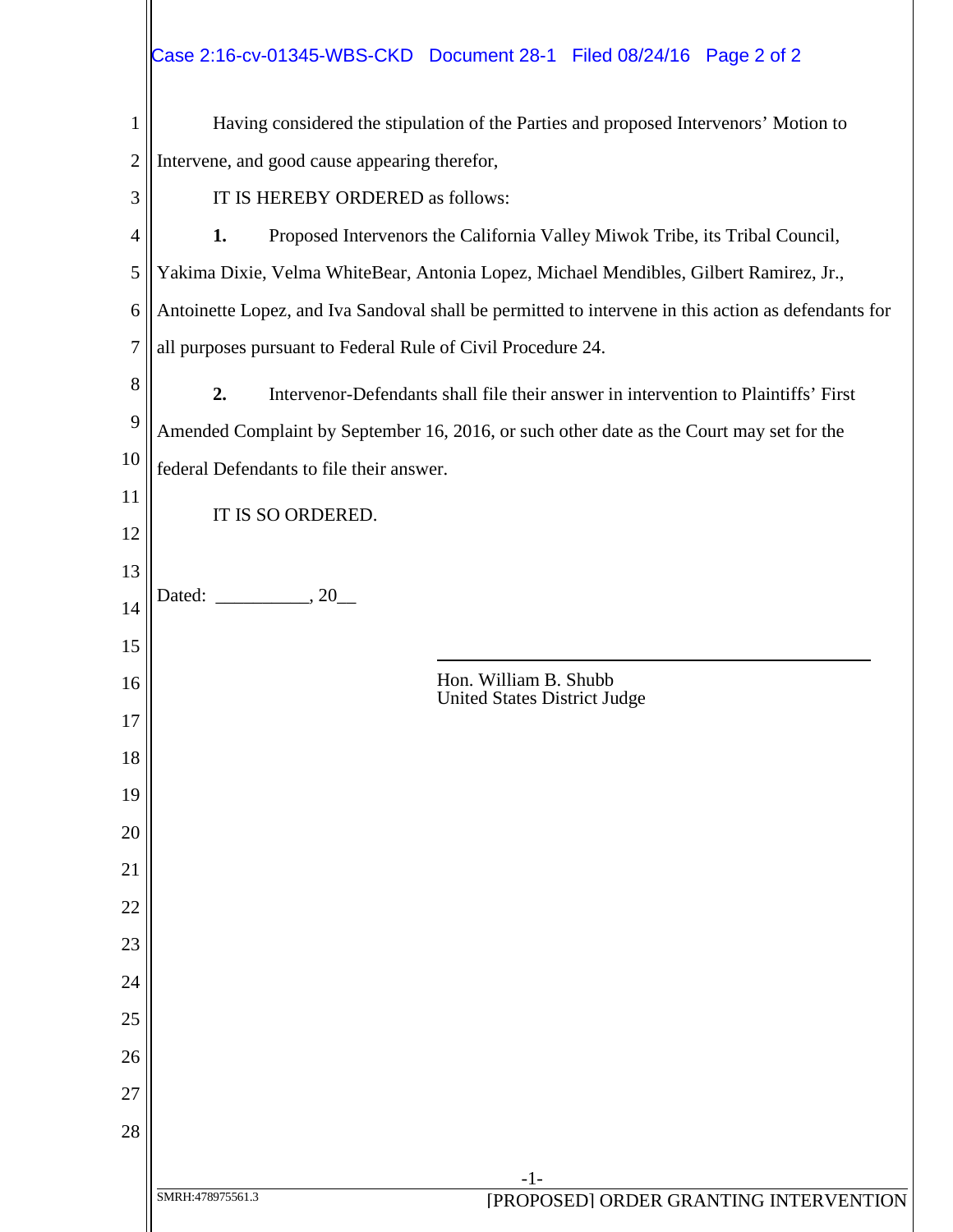Having considered the stipulation of the Parties and proposed Intervenors' Motion to Intervene, and good cause appearing therefor,

IT IS HEREBY ORDERED as follows:

**1.** Proposed Intervenors the California Valley Miwok Tribe, its Tribal Council, Yakima Dixie, Velma WhiteBear, Antonia Lopez, Michael Mendibles, Gilbert Ramirez, Jr., Antoinette Lopez, and Iva Sandoval shall be permitted to intervene in this action as defendants for all purposes pursuant to Federal Rule of Civil Procedure 24.

**2.** Intervenor-Defendants shall file their answer in intervention to Plaintiffs' First Amended Complaint by September 16, 2016, or such other date as the Court may set for the federal Defendants to file their answer.

IT IS SO ORDERED.

Dated: __________, 20__

Hon. William B. Shubb
United States District Judge

SMRH:478975561.3

[PROPOSED] ORDER GRANTING INTERVENTION